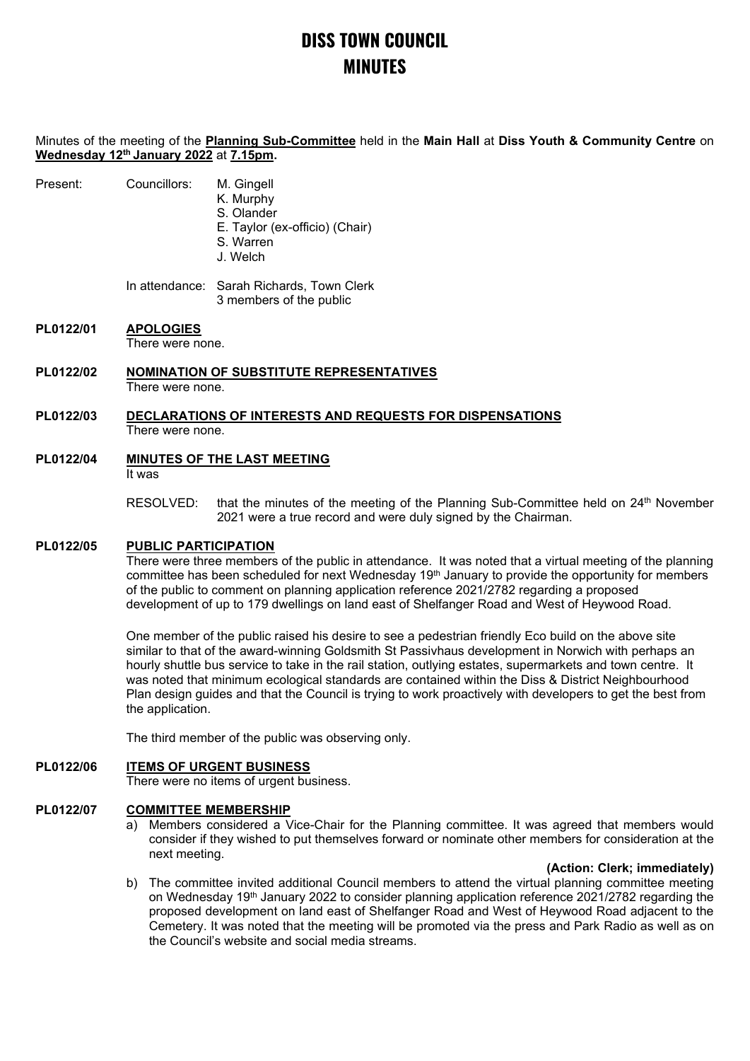# DISS TOWN COUNCIL
# MINUTES

Minutes of the meeting of the **Planning Sub-Committee** held in the **Main Hall** at **Diss Youth & Community Centre** on **Wednesday 12th January 2022** at **7.15pm.**

Present: Councillors: M. Gingell
K. Murphy
S. Olander
E. Taylor (ex-officio) (Chair)
S. Warren
J. Welch

In attendance: Sarah Richards, Town Clerk
3 members of the public

**PL0122/01 APOLOGIES**

There were none.

**PL0122/02 NOMINATION OF SUBSTITUTE REPRESENTATIVES**

There were none.

**PL0122/03 DECLARATIONS OF INTERESTS AND REQUESTS FOR DISPENSATIONS**

There were none.

**PL0122/04 MINUTES OF THE LAST MEETING**

It was

RESOLVED: that the minutes of the meeting of the Planning Sub-Committee held on 24th November 2021 were a true record and were duly signed by the Chairman.

**PL0122/05 PUBLIC PARTICIPATION**

There were three members of the public in attendance. It was noted that a virtual meeting of the planning committee has been scheduled for next Wednesday 19th January to provide the opportunity for members of the public to comment on planning application reference 2021/2782 regarding a proposed development of up to 179 dwellings on land east of Shelfanger Road and West of Heywood Road.

One member of the public raised his desire to see a pedestrian friendly Eco build on the above site similar to that of the award-winning Goldsmith St Passivhaus development in Norwich with perhaps an hourly shuttle bus service to take in the rail station, outlying estates, supermarkets and town centre. It was noted that minimum ecological standards are contained within the Diss & District Neighbourhood Plan design guides and that the Council is trying to work proactively with developers to get the best from the application.

The third member of the public was observing only.

**PL0122/06 ITEMS OF URGENT BUSINESS**

There were no items of urgent business.

**PL0122/07 COMMITTEE MEMBERSHIP**

a) Members considered a Vice-Chair for the Planning committee. It was agreed that members would consider if they wished to put themselves forward or nominate other members for consideration at the next meeting.

**(Action: Clerk; immediately)**

b) The committee invited additional Council members to attend the virtual planning committee meeting on Wednesday 19th January 2022 to consider planning application reference 2021/2782 regarding the proposed development on land east of Shelfanger Road and West of Heywood Road adjacent to the Cemetery. It was noted that the meeting will be promoted via the press and Park Radio as well as on the Council's website and social media streams.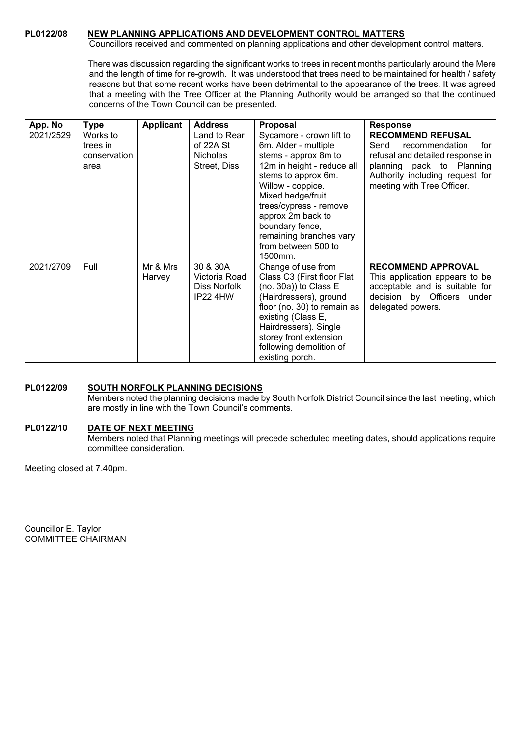**PL0122/08 NEW PLANNING APPLICATIONS AND DEVELOPMENT CONTROL MATTERS**

Councillors received and commented on planning applications and other development control matters.

There was discussion regarding the significant works to trees in recent months particularly around the Mere and the length of time for re-growth. It was understood that trees need to be maintained for health / safety reasons but that some recent works have been detrimental to the appearance of the trees. It was agreed that a meeting with the Tree Officer at the Planning Authority would be arranged so that the continued concerns of the Town Council can be presented.

| App. No | Type | Applicant | Address | Proposal | Response |
|---|---|---|---|---|---|
| 2021/2529 | Works to trees in conservation area | | Land to Rear of 22A St Nicholas Street, Diss | Sycamore - crown lift to 6m. Alder - multiple stems - approx 8m to 12m in height - reduce all stems to approx 6m. Willow - coppice. Mixed hedge/fruit trees/cypress - remove approx 2m back to boundary fence, remaining branches vary from between 500 to 1500mm. | **RECOMMEND REFUSAL** Send recommendation for refusal and detailed response in planning pack to Planning Authority including request for meeting with Tree Officer. |
| 2021/2709 | Full | Mr & Mrs Harvey | 30 & 30A Victoria Road Diss Norfolk IP22 4HW | Change of use from Class C3 (First floor Flat (no. 30a)) to Class E (Hairdressers), ground floor (no. 30) to remain as existing (Class E, Hairdressers). Single storey front extension following demolition of existing porch. | **RECOMMEND APPROVAL** This application appears to be acceptable and is suitable for decision by Officers under delegated powers. |

**PL0122/09 SOUTH NORFOLK PLANNING DECISIONS**

Members noted the planning decisions made by South Norfolk District Council since the last meeting, which are mostly in line with the Town Council's comments.

**PL0122/10 DATE OF NEXT MEETING**

Members noted that Planning meetings will precede scheduled meeting dates, should applications require committee consideration.

Meeting closed at 7.40pm.

\_\_\_\_\_\_\_\_\_\_\_\_\_\_\_\_\_\_\_\_\_\_\_\_\_\_\_\_\_\_\_\_

Councillor E. Taylor
COMMITTEE CHAIRMAN